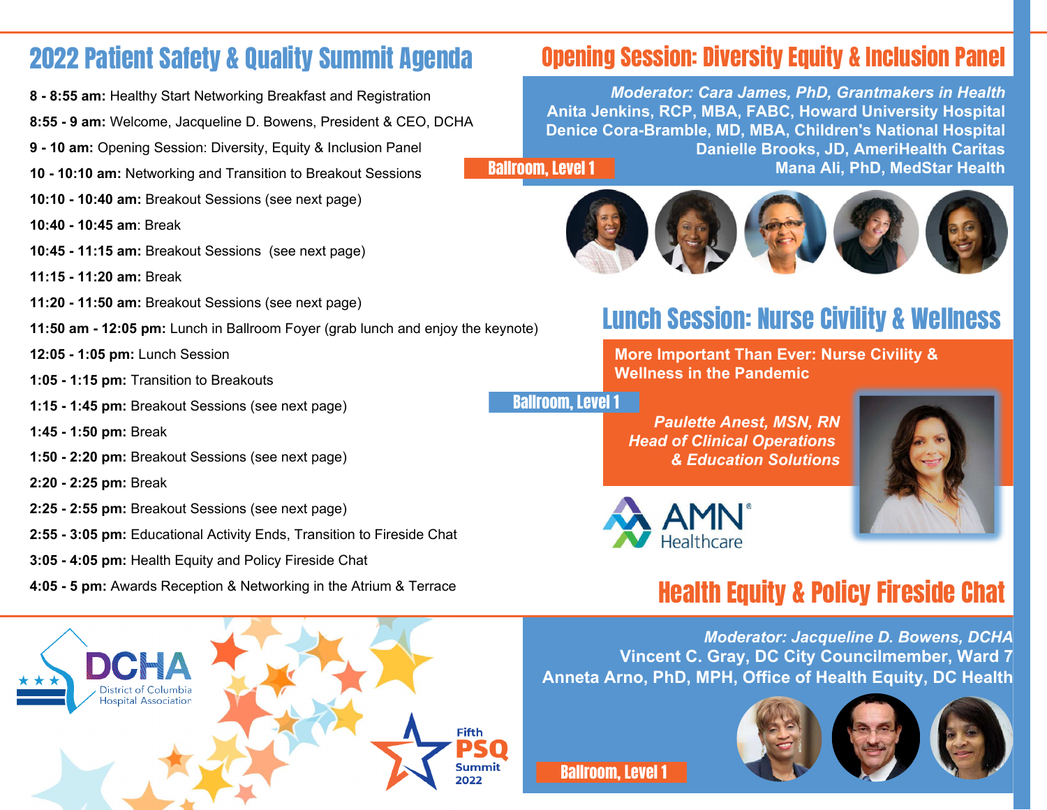# 2022 Patient Safety & Quality Summit Agenda

**8 - 8:55 am:** Healthy Start Networking Breakfast and Registration

**8:55 - 9 am:** Welcome, Jacqueline D. Bowens, President & CEO, DCHA

**9 - 10 am:** Opening Session: Diversity, Equity & Inclusion Panel

**10 - 10:10 am:** Networking and Transition to Breakout Sessions

**10:10 - 10:40 am:** Breakout Sessions (see next page)

**10:40 - 10:45 am**: Break

**10:45 - 11:15 am:** Breakout Sessions (see next page)

**11:15 - 11:20 am:** Break

**11:20 - 11:50 am:** Breakout Sessions (see next page)

**11:50 am - 12:05 pm:** Lunch in Ballroom Foyer (grab lunch and enjoy the keynote)

**12:05 - 1:05 pm:** Lunch Session

**1:05 - 1:15 pm:** Transition to Breakouts

**1:15 - 1:45 pm:** Breakout Sessions (see next page)

**1:45 - 1:50 pm:** Break

**1:50 - 2:20 pm:** Breakout Sessions (see next page)

**2:20 - 2:25 pm:** Break

**2:25 - 2:55 pm:** Breakout Sessions (see next page)

**2:55 - 3:05 pm:** Educational Activity Ends, Transition to Fireside Chat

**3:05 - 4:05 pm:** Health Equity and Policy Fireside Chat

**4:05 - 5 pm:** Awards Reception & Networking in the Atrium & Terrace

## Opening Session: Diversity Equity & Inclusion Panel

Ballroom, Level 1

***Moderator: Cara James, PhD, Grantmakers in Health***
**Anita Jenkins, RCP, MBA, FABC, Howard University Hospital**
**Denice Cora-Bramble, MD, MBA, Children's National Hospital**
**Danielle Brooks, JD, AmeriHealth Caritas**
**Mana Ali, PhD, MedStar Health**

## Lunch Session: Nurse Civility & Wellness

Ballroom, Level 1

**More Important Than Ever: Nurse Civility & Wellness in the Pandemic**

***Paulette Anest, MSN, RN***
***Head of Clinical Operations & Education Solutions***

AMN Healthcare

## Health Equity & Policy Fireside Chat

Ballroom, Level 1

***Moderator: Jacqueline D. Bowens, DCHA***
**Vincent C. Gray, DC City Councilmember, Ward 7**
**Anneta Arno, PhD, MPH, Office of Health Equity, DC Health**

DCHA District of Columbia Hospital Association

Fifth PSQ Summit 2022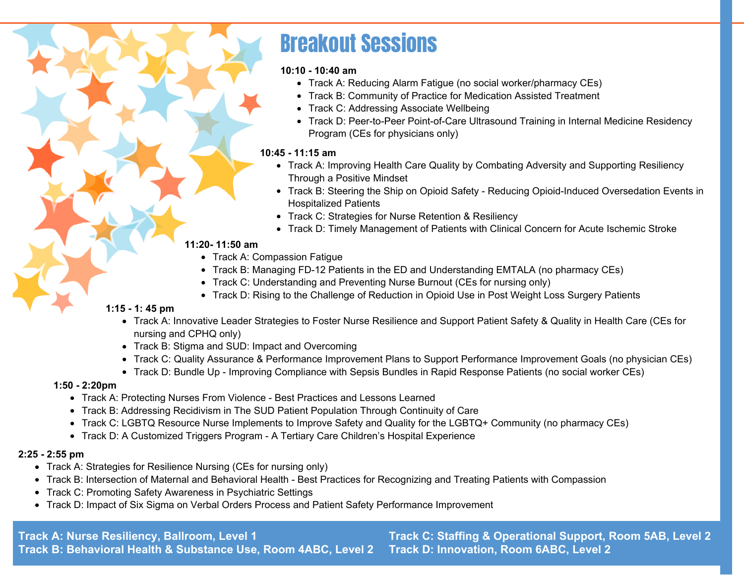# Breakout Sessions

**10:10 - 10:40 am**

- Track A: Reducing Alarm Fatigue (no social worker/pharmacy CEs)
- Track B: Community of Practice for Medication Assisted Treatment
- Track C: Addressing Associate Wellbeing
- Track D: Peer-to-Peer Point-of-Care Ultrasound Training in Internal Medicine Residency Program (CEs for physicians only)

**10:45 - 11:15 am**

- Track A: Improving Health Care Quality by Combating Adversity and Supporting Resiliency Through a Positive Mindset
- Track B: Steering the Ship on Opioid Safety - Reducing Opioid-Induced Oversedation Events in Hospitalized Patients
- Track C: Strategies for Nurse Retention & Resiliency
- Track D: Timely Management of Patients with Clinical Concern for Acute Ischemic Stroke

**11:20- 11:50 am**

- Track A: Compassion Fatigue
- Track B: Managing FD-12 Patients in the ED and Understanding EMTALA (no pharmacy CEs)
- Track C: Understanding and Preventing Nurse Burnout (CEs for nursing only)
- Track D: Rising to the Challenge of Reduction in Opioid Use in Post Weight Loss Surgery Patients

**1:15 - 1: 45 pm**

- Track A: Innovative Leader Strategies to Foster Nurse Resilience and Support Patient Safety & Quality in Health Care (CEs for nursing and CPHQ only)
- Track B: Stigma and SUD: Impact and Overcoming
- Track C: Quality Assurance & Performance Improvement Plans to Support Performance Improvement Goals (no physician CEs)
- Track D: Bundle Up - Improving Compliance with Sepsis Bundles in Rapid Response Patients (no social worker CEs)

**1:50 - 2:20pm**

- Track A: Protecting Nurses From Violence - Best Practices and Lessons Learned
- Track B: Addressing Recidivism in The SUD Patient Population Through Continuity of Care
- Track C: LGBTQ Resource Nurse Implements to Improve Safety and Quality for the LGBTQ+ Community (no pharmacy CEs)
- Track D: A Customized Triggers Program - A Tertiary Care Children's Hospital Experience

**2:25 - 2:55 pm**

- Track A: Strategies for Resilience Nursing (CEs for nursing only)
- Track B: Intersection of Maternal and Behavioral Health - Best Practices for Recognizing and Treating Patients with Compassion
- Track C: Promoting Safety Awareness in Psychiatric Settings
- Track D: Impact of Six Sigma on Verbal Orders Process and Patient Safety Performance Improvement

**Track A: Nurse Resiliency, Ballroom, Level 1**
**Track B: Behavioral Health & Substance Use, Room 4ABC, Level 2**
**Track C: Staffing & Operational Support, Room 5AB, Level 2**
**Track D: Innovation, Room 6ABC, Level 2**